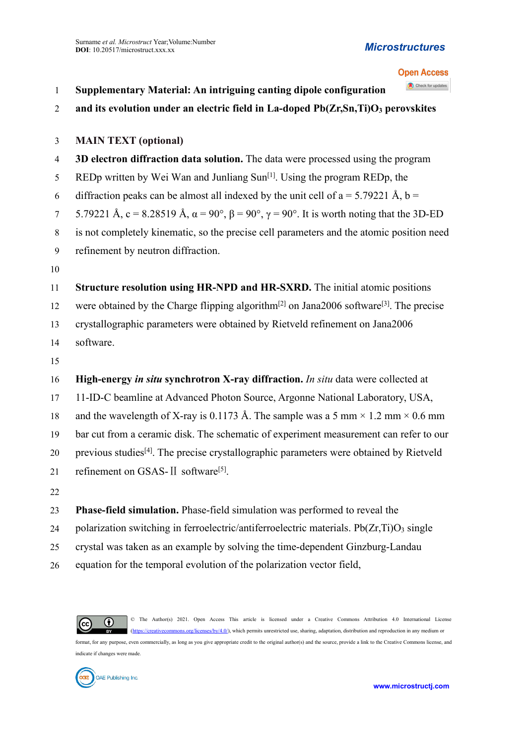# Supplementary Material: An intriguing canting dipole configuration and its evolution under an electric field in La-doped $Pb(Zr,Sn,Ti)O_3$ perovskites

## MAIN TEXT (optional)

**3D electron diffraction data solution.** The data were processed using the program REDp written by Wei Wan and Junliang Sun[1]. Using the program REDp, the diffraction peaks can be almost all indexed by the unit cell of a = 5.79221 Å, b = 5.79221 Å, c = 8.28519 Å, α = 90°, β = 90°, γ = 90°. It is worth noting that the 3D-ED is not completely kinematic, so the precise cell parameters and the atomic position need refinement by neutron diffraction.

**Structure resolution using HR-NPD and HR-SXRD.** The initial atomic positions were obtained by the Charge flipping algorithm[2] on Jana2006 software[3]. The precise crystallographic parameters were obtained by Rietveld refinement on Jana2006 software.

**High-energy *in situ* synchrotron X-ray diffraction.** *In situ* data were collected at 11-ID-C beamline at Advanced Photon Source, Argonne National Laboratory, USA, and the wavelength of X-ray is 0.1173 Å. The sample was a 5 mm × 1.2 mm × 0.6 mm bar cut from a ceramic disk. The schematic of experiment measurement can refer to our previous studies[4]. The precise crystallographic parameters were obtained by Rietveld refinement on GSAS-Ⅱ software[5].

**Phase-field simulation.** Phase-field simulation was performed to reveal the polarization switching in ferroelectric/antiferroelectric materials. $Pb(Zr,Ti)O_3$ single crystal was taken as an example by solving the time-dependent Ginzburg-Landau equation for the temporal evolution of the polarization vector field,

© The Author(s) 2021. Open Access This article is licensed under a Creative Commons Attribution 4.0 International License (https://creativecommons.org/licenses/by/4.0/), which permits unrestricted use, sharing, adaptation, distribution and reproduction in any medium or format, for any purpose, even commercially, as long as you give appropriate credit to the original author(s) and the source, provide a link to the Creative Commons license, and indicate if changes were made.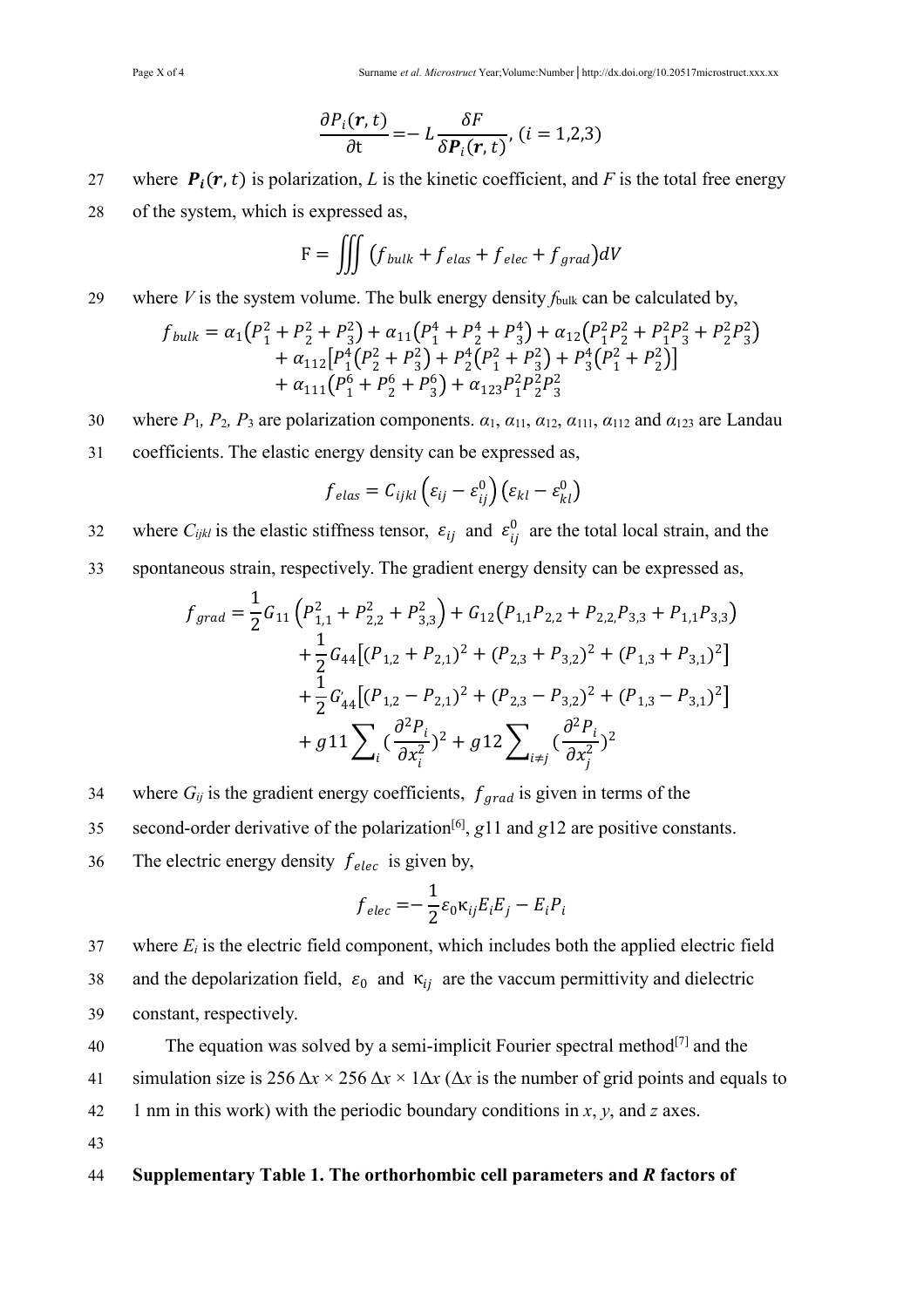$$\frac{\partial P_i(\boldsymbol{r},t)}{\partial \mathrm{t}} = -L\frac{\delta F}{\delta \boldsymbol{P}_i(\boldsymbol{r},t)}, (i = 1,2,3)$$

27 where $\boldsymbol{P_i}(\boldsymbol{r},t)$ is polarization, $L$ is the kinetic coefficient, and $F$ is the total free energy

28 of the system, which is expressed as,

$$\mathrm{F} = \iiint \left(f_{bulk} + f_{elas} + f_{elec} + f_{grad}\right) dV$$

29 where $V$ is the system volume. The bulk energy density $f_{\mathrm{bulk}}$ can be calculated by,

$$\begin{aligned} f_{bulk} = {} & \alpha_1\left(P_1^2 + P_2^2 + P_3^2\right) + \alpha_{11}\left(P_1^4 + P_2^4 + P_3^4\right) + \alpha_{12}\left(P_1^2P_2^2 + P_1^2P_3^2 + P_2^2P_3^2\right) \\ & + \alpha_{112}\left[P_1^4\left(P_2^2 + P_3^2\right) + P_2^4\left(P_1^2 + P_3^2\right) + P_3^4\left(P_1^2 + P_2^2\right)\right] \\ & + \alpha_{111}\left(P_1^6 + P_2^6 + P_3^6\right) + \alpha_{123}P_1^2P_2^2P_3^2 \end{aligned}$$

30 where $P_1$, $P_2$, $P_3$ are polarization components. $\alpha_1$, $\alpha_{11}$, $\alpha_{12}$, $\alpha_{111}$, $\alpha_{112}$ and $\alpha_{123}$ are Landau

31 coefficients. The elastic energy density can be expressed as,

$$f_{elas} = C_{ijkl}\left(\varepsilon_{ij} - \varepsilon_{ij}^0\right)\left(\varepsilon_{kl} - \varepsilon_{kl}^0\right)$$

32 where $C_{ijkl}$ is the elastic stiffness tensor, $\varepsilon_{ij}$ and $\varepsilon_{ij}^0$ are the total local strain, and the

33 spontaneous strain, respectively. The gradient energy density can be expressed as,

$$\begin{aligned} f_{grad} = {} & \frac{1}{2}G_{11}\left(P_{1,1}^2 + P_{2,2}^2 + P_{3,3}^2\right) + G_{12}\left(P_{1,1}P_{2,2} + P_{2,2,}P_{3,3} + P_{1,1}P_{3,3}\right) \\ & + \frac{1}{2}G_{44}\left[(P_{1,2} + P_{2,1})^2 + (P_{2,3} + P_{3,2})^2 + (P_{1,3} + P_{3,1})^2\right] \\ & + \frac{1}{2}G_{44}'\left[(P_{1,2} - P_{2,1})^2 + (P_{2,3} - P_{3,2})^2 + (P_{1,3} - P_{3,1})^2\right] \\ & + g11\sum_i \left(\frac{\partial^2 P_i}{\partial x_i^2}\right)^2 + g12\sum_{i\neq j}\left(\frac{\partial^2 P_i}{\partial x_j^2}\right)^2 \end{aligned}$$

34 where $G_{ij}$ is the gradient energy coefficients, $f_{grad}$ is given in terms of the

35 second-order derivative of the polarization[6], $g11$ and $g12$ are positive constants.

36 The electric energy density $f_{elec}$ is given by,

$$f_{elec} = -\frac{1}{2}\varepsilon_0 \kappa_{ij} E_i E_j - E_i P_i$$

37 where $E_i$ is the electric field component, which includes both the applied electric field

38 and the depolarization field, $\varepsilon_0$ and $\kappa_{ij}$ are the vaccum permittivity and dielectric

39 constant, respectively.

40 The equation was solved by a semi-implicit Fourier spectral method[7] and the

41 simulation size is 256 $\Delta x$ × 256 $\Delta x$ × 1$\Delta x$ ($\Delta x$ is the number of grid points and equals to

42 1 nm in this work) with the periodic boundary conditions in $x$, $y$, and $z$ axes.

43

44 **Supplementary Table 1. The orthorhombic cell parameters and $R$ factors of**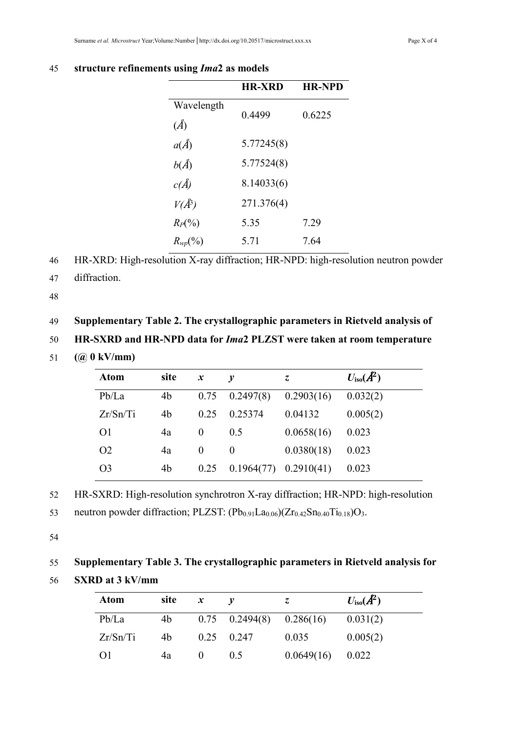**structure refinements using *Ima*2 as models**

| | HR-XRD | HR-NPD |
|---|---|---|
| Wavelength (Å) | 0.4499 | 0.6225 |
| $a$(Å) | 5.77245(8) | |
| $b$(Å) | 5.77524(8) | |
| $c$(Å) | 8.14033(6) | |
| $V$(Å$^3$) | 271.376(4) | |
| $R_P$(%) | 5.35 | 7.29 |
| $R_{wp}$(%) | 5.71 | 7.64 |

HR-XRD: High-resolution X-ray diffraction; HR-NPD: high-resolution neutron powder diffraction.

**Supplementary Table 2. The crystallographic parameters in Rietveld analysis of HR-SXRD and HR-NPD data for *Ima*2 PLZST were taken at room temperature (@ 0 kV/mm)**

| Atom | site | $x$ | $y$ | $z$ | $U_{iso}$(Å$^2$) |
|---|---|---|---|---|---|
| Pb/La | 4b | 0.75 | 0.2497(8) | 0.2903(16) | 0.032(2) |
| Zr/Sn/Ti | 4b | 0.25 | 0.25374 | 0.04132 | 0.005(2) |
| O1 | 4a | 0 | 0.5 | 0.0658(16) | 0.023 |
| O2 | 4a | 0 | 0 | 0.0380(18) | 0.023 |
| O3 | 4b | 0.25 | 0.1964(77) | 0.2910(41) | 0.023 |

HR-SXRD: High-resolution synchrotron X-ray diffraction; HR-NPD: high-resolution neutron powder diffraction; PLZST: $(Pb_{0.91}La_{0.06})(Zr_{0.42}Sn_{0.40}Ti_{0.18})O_3$.

**Supplementary Table 3. The crystallographic parameters in Rietveld analysis for SXRD at 3 kV/mm**

| Atom | site | $x$ | $y$ | $z$ | $U_{iso}$(Å$^2$) |
|---|---|---|---|---|---|
| Pb/La | 4b | 0.75 | 0.2494(8) | 0.286(16) | 0.031(2) |
| Zr/Sn/Ti | 4b | 0.25 | 0.247 | 0.035 | 0.005(2) |
| O1 | 4a | 0 | 0.5 | 0.0649(16) | 0.022 |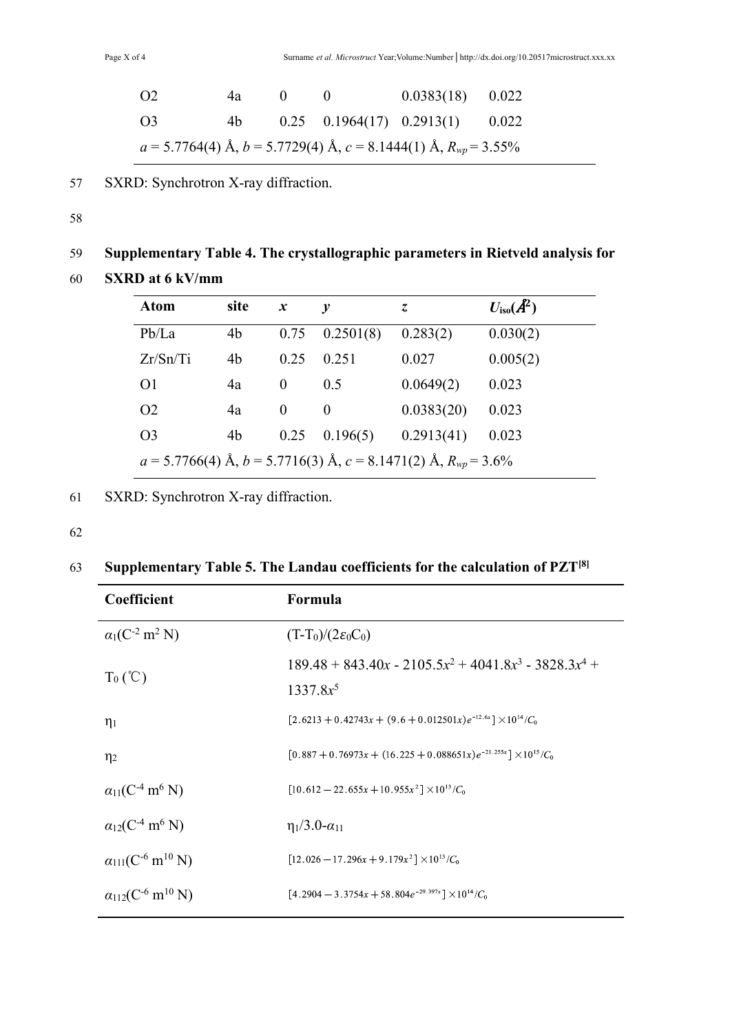| O2 | 4a | 0 | 0 | 0.0383(18) | 0.022 |
|---|---|---|---|---|---|
| O3 | 4b | 0.25 | 0.1964(17) | 0.2913(1) | 0.022 |
| $a$ = 5.7764(4) Å, $b$ = 5.7729(4) Å, $c$ = 8.1444(1) Å, $R_{wp}$ = 3.55% | | | | | |

SXRD: Synchrotron X-ray diffraction.

**Supplementary Table 4. The crystallographic parameters in Rietveld analysis for SXRD at 6 kV/mm**

| Atom | site | $x$ | $y$ | $z$ | $U_{iso}$(Å$^2$) |
|---|---|---|---|---|---|
| Pb/La | 4b | 0.75 | 0.2501(8) | 0.283(2) | 0.030(2) |
| Zr/Sn/Ti | 4b | 0.25 | 0.251 | 0.027 | 0.005(2) |
| O1 | 4a | 0 | 0.5 | 0.0649(2) | 0.023 |
| O2 | 4a | 0 | 0 | 0.0383(20) | 0.023 |
| O3 | 4b | 0.25 | 0.196(5) | 0.2913(41) | 0.023 |
| $a$ = 5.7766(4) Å, $b$ = 5.7716(3) Å, $c$ = 8.1471(2) Å, $R_{wp}$ = 3.6% | | | | | |

SXRD: Synchrotron X-ray diffraction.

**Supplementary Table 5. The Landau coefficients for the calculation of PZT[8]**

| Coefficient | Formula |
|---|---|
| $\alpha_1$($C^{-2}$ $m^2$ N) | $(T-T_0)/(2\varepsilon_0 C_0)$ |
| $T_0$ (℃) | $189.48 + 843.40x - 2105.5x^2 + 4041.8x^3 - 3828.3x^4 + 1337.8x^5$ |
| $\eta_1$ | $[2.6213 + 0.42743x + (9.6 + 0.012501x)e^{-12.6x}] \times 10^{14}/C_0$ |
| $\eta_2$ | $[0.887 + 0.76973x + (16.225 + 0.088651x)e^{-21.255x}] \times 10^{15}/C_0$ |
| $\alpha_{11}$($C^{-4}$ $m^6$ N) | $[10.612 - 22.655x + 10.955x^2] \times 10^{13}/C_0$ |
| $\alpha_{12}$($C^{-4}$ $m^6$ N) | $\eta_1/3.0-\alpha_{11}$ |
| $\alpha_{111}$($C^{-6}$ $m^{10}$ N) | $[12.026 - 17.296x + 9.179x^2] \times 10^{13}/C_0$ |
| $\alpha_{112}$($C^{-6}$ $m^{10}$ N) | $[4.2904 - 3.3754x + 58.804e^{-29.397x}] \times 10^{14}/C_0$ |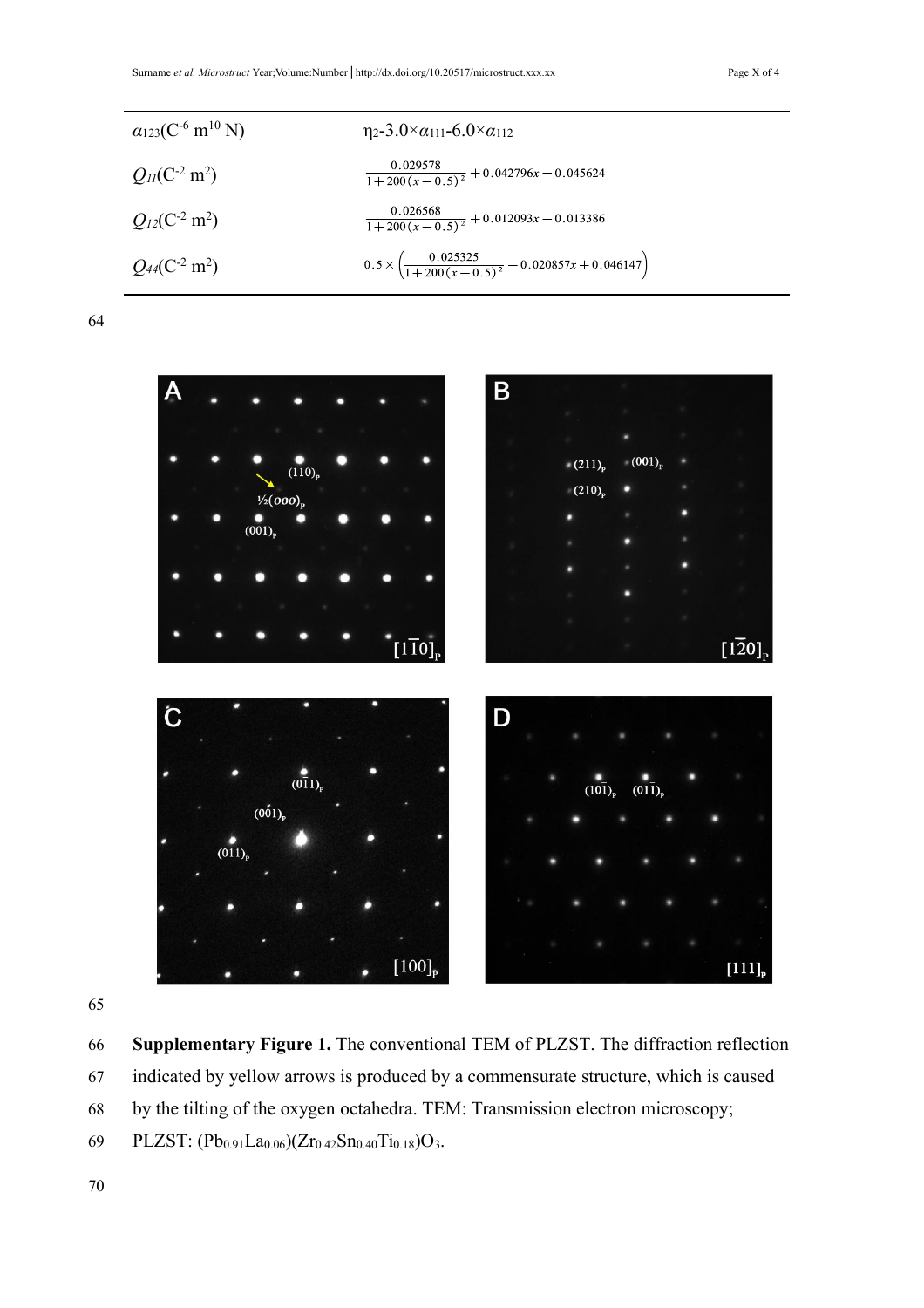| | |
|---|---|
| $\alpha_{123}$($C^{-6}$ $m^{10}$ N) | $\eta_2$-3.0×$\alpha_{111}$-6.0×$\alpha_{112}$ |
| $Q_{11}$($C^{-2}$ $m^2$) | $\frac{0.029578}{1+200(x-0.5)^2}+0.042796x+0.045624$ |
| $Q_{12}$($C^{-2}$ $m^2$) | $\frac{0.026568}{1+200(x-0.5)^2}+0.012093x+0.013386$ |
| $Q_{44}$($C^{-2}$ $m^2$) | $0.5\times\left(\frac{0.025325}{1+200(x-0.5)^2}+0.020857x+0.046147\right)$ |

**Supplementary Figure 1.** The conventional TEM of PLZST. The diffraction reflection indicated by yellow arrows is produced by a commensurate structure, which is caused by the tilting of the oxygen octahedra. TEM: Transmission electron microscopy; PLZST: $(Pb_{0.91}La_{0.06})(Zr_{0.42}Sn_{0.40}Ti_{0.18})O_3$.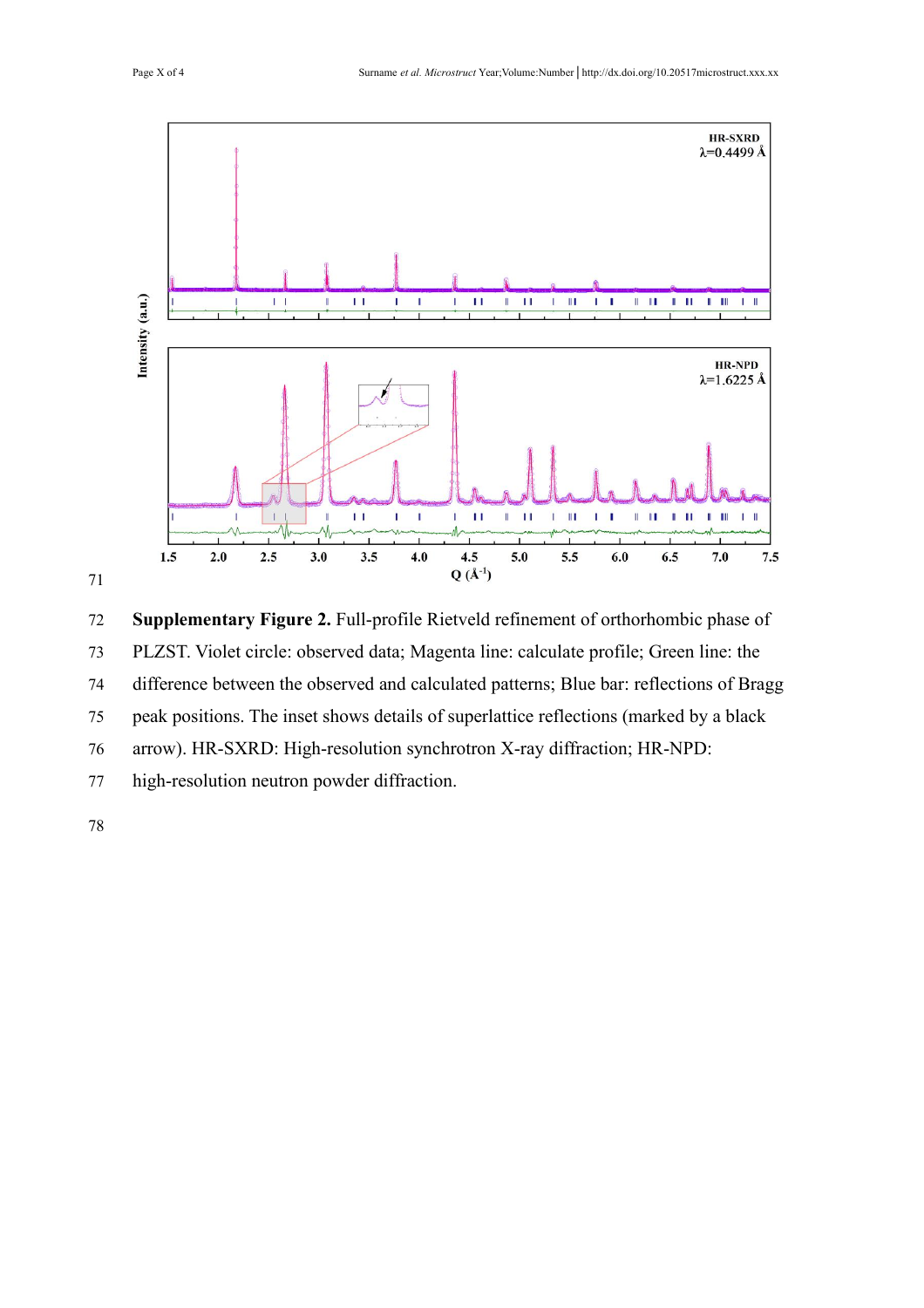**Supplementary Figure 2.** Full-profile Rietveld refinement of orthorhombic phase of PLZST. Violet circle: observed data; Magenta line: calculate profile; Green line: the difference between the observed and calculated patterns; Blue bar: reflections of Bragg peak positions. The inset shows details of superlattice reflections (marked by a black arrow). HR-SXRD: High-resolution synchrotron X-ray diffraction; HR-NPD: high-resolution neutron powder diffraction.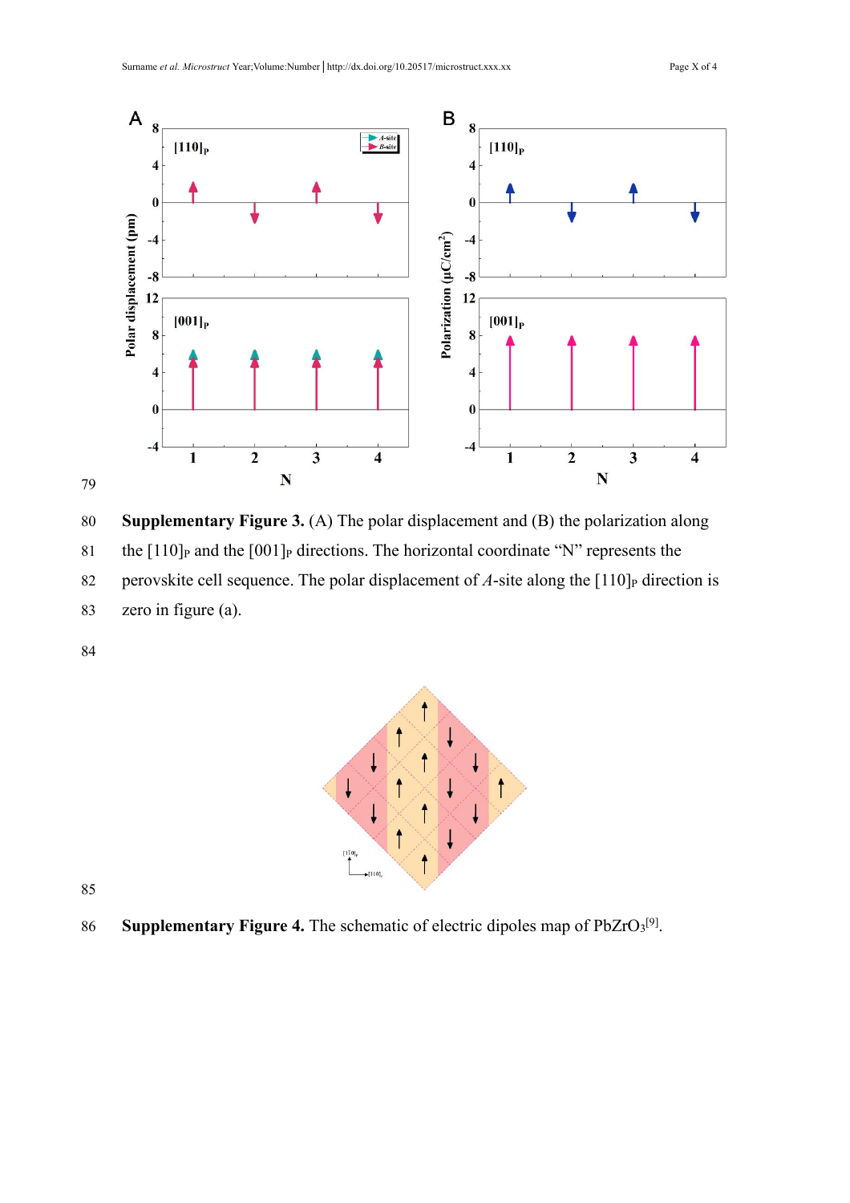**Supplementary Figure 3.** (A) The polar displacement and (B) the polarization along the $[110]_P$ and the $[001]_P$ directions. The horizontal coordinate "N" represents the perovskite cell sequence. The polar displacement of *A*-site along the $[110]_P$ direction is zero in figure (a).

**Supplementary Figure 4.** The schematic of electric dipoles map of $PbZrO_3$[9].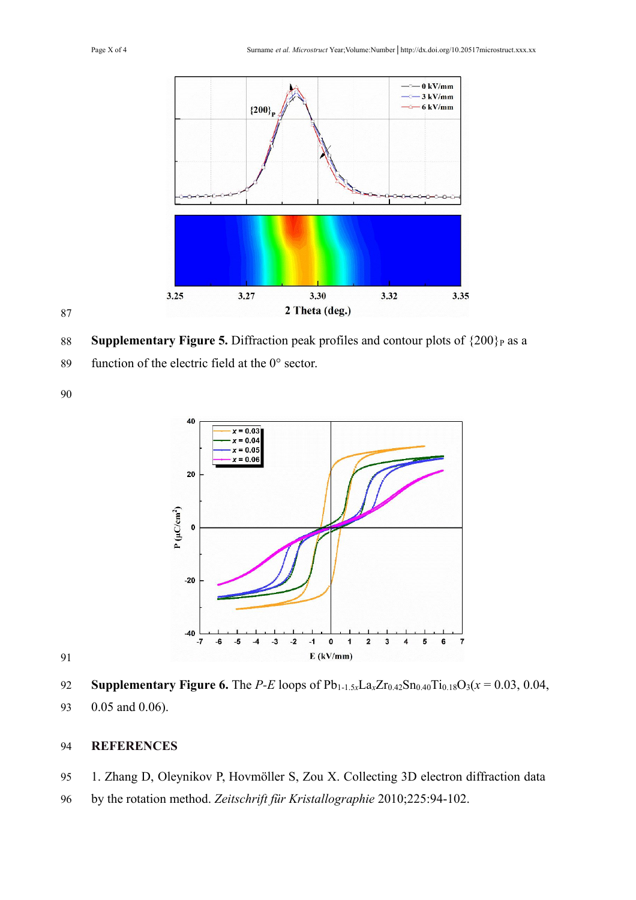**Supplementary Figure 5.** Diffraction peak profiles and contour plots of $\{200\}_P$ as a function of the electric field at the 0° sector.

**Supplementary Figure 6.** The *P*-*E* loops of $Pb_{1-1.5x}La_xZr_{0.42}Sn_{0.40}Ti_{0.18}O_3$($x$ = 0.03, 0.04, 0.05 and 0.06).

## REFERENCES

1. Zhang D, Oleynikov P, Hovmöller S, Zou X. Collecting 3D electron diffraction data by the rotation method. *Zeitschrift für Kristallographie* 2010;225:94-102.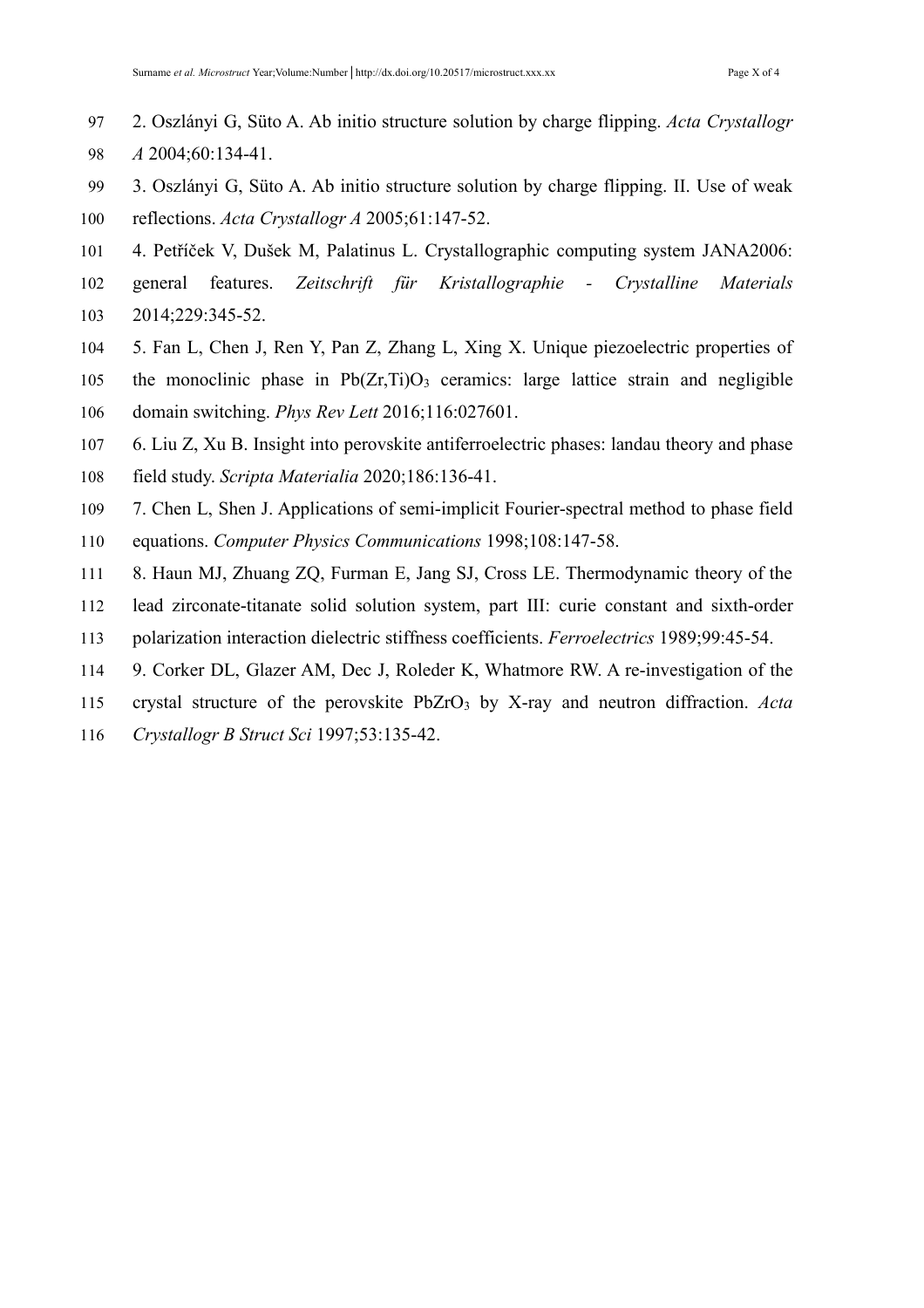2. Oszlányi G, Süto A. Ab initio structure solution by charge flipping. *Acta Crystallogr A* 2004;60:134-41.

3. Oszlányi G, Süto A. Ab initio structure solution by charge flipping. II. Use of weak reflections. *Acta Crystallogr A* 2005;61:147-52.

4. Petříček V, Dušek M, Palatinus L. Crystallographic computing system JANA2006: general features. *Zeitschrift für Kristallographie - Crystalline Materials* 2014;229:345-52.

5. Fan L, Chen J, Ren Y, Pan Z, Zhang L, Xing X. Unique piezoelectric properties of the monoclinic phase in $Pb(Zr,Ti)O_3$ ceramics: large lattice strain and negligible domain switching. *Phys Rev Lett* 2016;116:027601.

6. Liu Z, Xu B. Insight into perovskite antiferroelectric phases: landau theory and phase field study. *Scripta Materialia* 2020;186:136-41.

7. Chen L, Shen J. Applications of semi-implicit Fourier-spectral method to phase field equations. *Computer Physics Communications* 1998;108:147-58.

8. Haun MJ, Zhuang ZQ, Furman E, Jang SJ, Cross LE. Thermodynamic theory of the lead zirconate-titanate solid solution system, part III: curie constant and sixth-order polarization interaction dielectric stiffness coefficients. *Ferroelectrics* 1989;99:45-54.

9. Corker DL, Glazer AM, Dec J, Roleder K, Whatmore RW. A re-investigation of the crystal structure of the perovskite $PbZrO_3$ by X-ray and neutron diffraction. *Acta Crystallogr B Struct Sci* 1997;53:135-42.